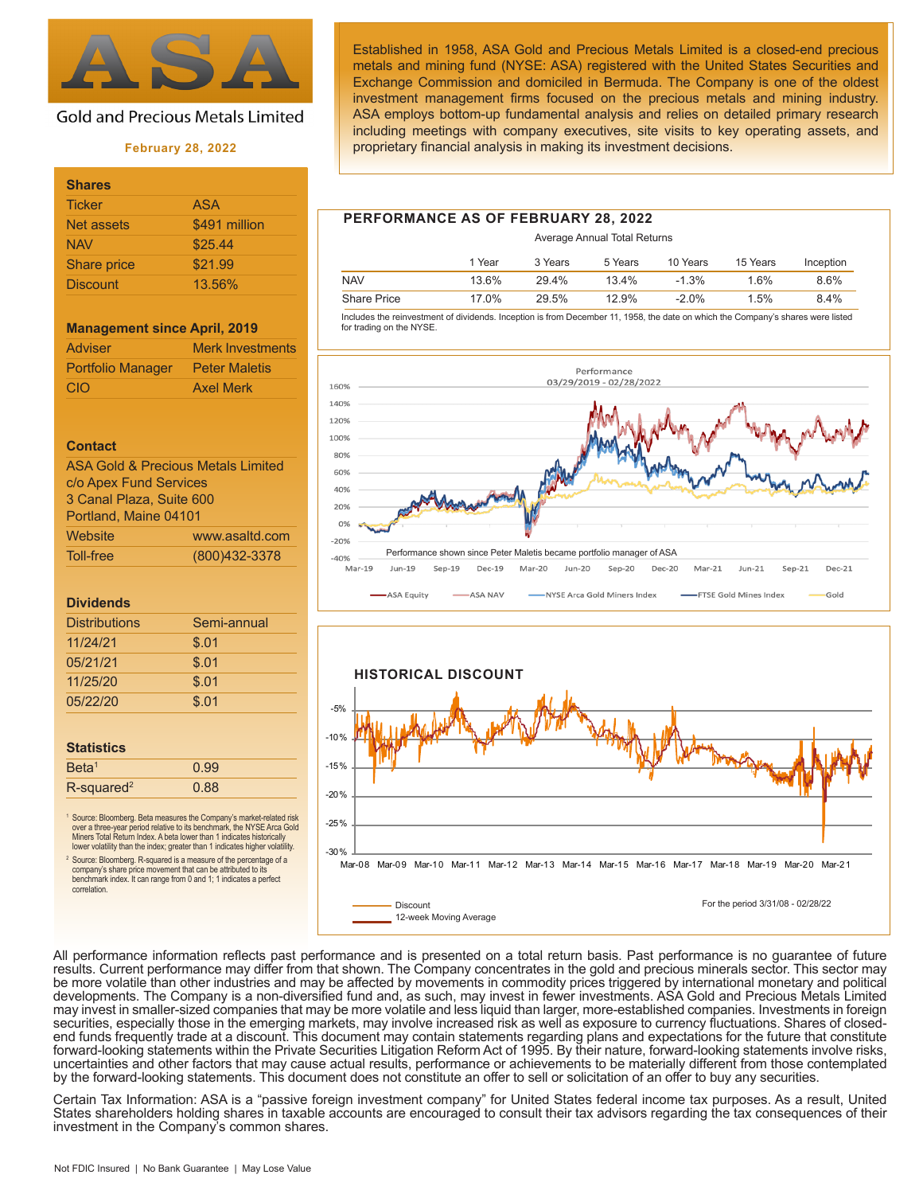# ASA

## Gold and Precious Metals Limited

**February 28, 2022**

Established in 1958, ASA Gold and Precious Metals Limited is a closed-end precious metals and mining fund (NYSE: ASA) registered with the United States Securities and Exchange Commission and domiciled in Bermuda. The Company is one of the oldest investment management firms focused on the precious metals and mining industry. ASA employs bottom-up fundamental analysis and relies on detailed primary research including meetings with company executives, site visits to key operating assets, and proprietary financial analysis in making its investment decisions.

### Shares

| | |
|---|---|
| Ticker | ASA |
| Net assets | $491 million |
| NAV | $25.44 |
| Share price | $21.99 |
| Discount | 13.56% |

### Management since April, 2019

| | |
|---|---|
| Adviser | Merk Investments |
| Portfolio Manager | Peter Maletis |
| CIO | Axel Merk |

### Contact

ASA Gold & Precious Metals Limited
c/o Apex Fund Services
3 Canal Plaza, Suite 600
Portland, Maine 04101

| | |
|---|---|
| Website | www.asaltd.com |
| Toll-free | (800)432-3378 |

### Dividends

| | |
|---|---|
| Distributions | Semi-annual |
| 11/24/21 | $.01 |
| 05/21/21 | $.01 |
| 11/25/20 | $.01 |
| 05/22/20 | $.01 |

### Statistics

| | |
|---|---|
| Beta[1] | 0.99 |
| R-squared[2] | 0.88 |

[1] Source: Bloomberg. Beta measures the Company's market-related risk over a three-year period relative to its benchmark, the NYSE Arca Gold Miners Total Return Index. A beta lower than 1 indicates historically lower volatility than the index; greater than 1 indicates higher volatility.

[2] Source: Bloomberg. R-squared is a measure of the percentage of a company's share price movement that can be attributed to its benchmark index. It can range from 0 and 1; 1 indicates a perfect correlation.

## PERFORMANCE AS OF FEBRUARY 28, 2022

Average Annual Total Returns

| | 1 Year | 3 Years | 5 Years | 10 Years | 15 Years | Inception |
|---|---|---|---|---|---|---|
| NAV | 13.6% | 29.4% | 13.4% | -1.3% | 1.6% | 8.6% |
| Share Price | 17.0% | 29.5% | 12.9% | -2.0% | 1.5% | 8.4% |

Includes the reinvestment of dividends. Inception is from December 11, 1958, the date on which the Company's shares were listed for trading on the NYSE.

Performance 03/29/2019 - 02/28/2022

Performance shown since Peter Maletis became portfolio manager of ASA

ASA Equity | ASA NAV | NYSE Arca Gold Miners Index | FTSE Gold Mines Index | Gold

## HISTORICAL DISCOUNT

Discount | 12-week Moving Average

For the period 3/31/08 - 02/28/22

All performance information reflects past performance and is presented on a total return basis. Past performance is no guarantee of future results. Current performance may differ from that shown. The Company concentrates in the gold and precious minerals sector. This sector may be more volatile than other industries and may be affected by movements in commodity prices triggered by international monetary and political developments. The Company is a non-diversified fund and, as such, may invest in fewer investments. ASA Gold and Precious Metals Limited may invest in smaller-sized companies that may be more volatile and less liquid than larger, more-established companies. Investments in foreign securities, especially those in the emerging markets, may involve increased risk as well as exposure to currency fluctuations. Shares of closed-end funds frequently trade at a discount. This document may contain statements regarding plans and expectations for the future that constitute forward-looking statements within the Private Securities Litigation Reform Act of 1995. By their nature, forward-looking statements involve risks, uncertainties and other factors that may cause actual results, performance or achievements to be materially different from those contemplated by the forward-looking statements. This document does not constitute an offer to sell or solicitation of an offer to buy any securities.

Certain Tax Information: ASA is a "passive foreign investment company" for United States federal income tax purposes. As a result, United States shareholders holding shares in taxable accounts are encouraged to consult their tax advisors regarding the tax consequences of their investment in the Company's common shares.

Not FDIC Insured | No Bank Guarantee | May Lose Value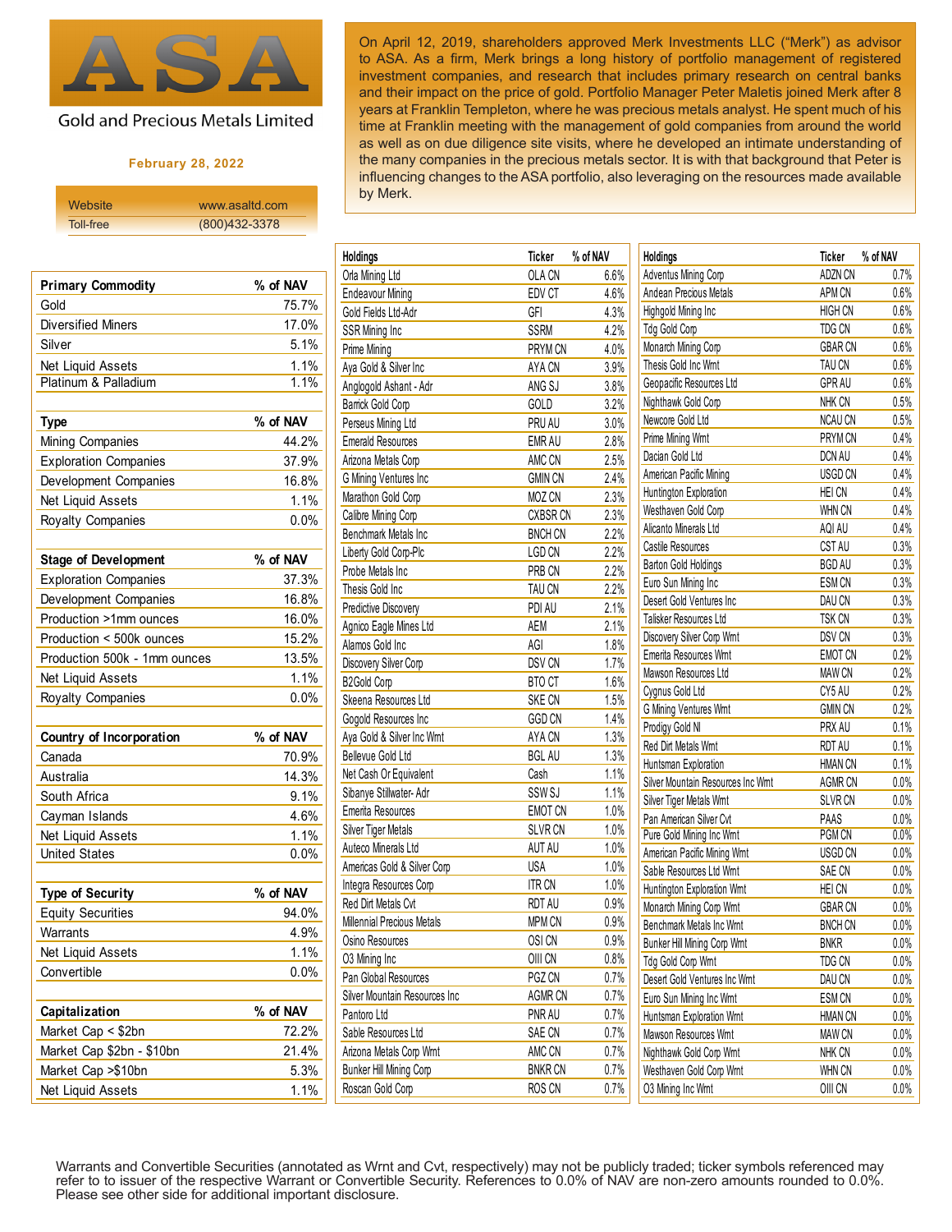# ASA

Gold and Precious Metals Limited

**February 28, 2022**

| | |
|---|---|
| Website | www.asaltd.com |
| Toll-free | (800)432-3378 |

On April 12, 2019, shareholders approved Merk Investments LLC ("Merk") as advisor to ASA. As a firm, Merk brings a long history of portfolio management of registered investment companies, and research that includes primary research on central banks and their impact on the price of gold. Portfolio Manager Peter Maletis joined Merk after 8 years at Franklin Templeton, where he was precious metals analyst. He spent much of his time at Franklin meeting with the management of gold companies from around the world as well as on due diligence site visits, where he developed an intimate understanding of the many companies in the precious metals sector. It is with that background that Peter is influencing changes to the ASA portfolio, also leveraging on the resources made available by Merk.

| Primary Commodity | % of NAV |
|---|---|
| Gold | 75.7% |
| Diversified Miners | 17.0% |
| Silver | 5.1% |
| Net Liquid Assets | 1.1% |
| Platinum & Palladium | 1.1% |

| Type | % of NAV |
|---|---|
| Mining Companies | 44.2% |
| Exploration Companies | 37.9% |
| Development Companies | 16.8% |
| Net Liquid Assets | 1.1% |
| Royalty Companies | 0.0% |

| Stage of Development | % of NAV |
|---|---|
| Exploration Companies | 37.3% |
| Development Companies | 16.8% |
| Production >1mm ounces | 16.0% |
| Production < 500k ounces | 15.2% |
| Production 500k - 1mm ounces | 13.5% |
| Net Liquid Assets | 1.1% |
| Royalty Companies | 0.0% |

| Country of Incorporation | % of NAV |
|---|---|
| Canada | 70.9% |
| Australia | 14.3% |
| South Africa | 9.1% |
| Cayman Islands | 4.6% |
| Net Liquid Assets | 1.1% |
| United States | 0.0% |

| Type of Security | % of NAV |
|---|---|
| Equity Securities | 94.0% |
| Warrants | 4.9% |
| Net Liquid Assets | 1.1% |
| Convertible | 0.0% |

| Capitalization | % of NAV |
|---|---|
| Market Cap < $2bn | 72.2% |
| Market Cap $2bn - $10bn | 21.4% |
| Market Cap >$10bn | 5.3% |
| Net Liquid Assets | 1.1% |

| Holdings | Ticker | % of NAV |
|---|---|---|
| Orla Mining Ltd | OLA CN | 6.6% |
| Endeavour Mining | EDV CT | 4.6% |
| Gold Fields Ltd-Adr | GFI | 4.3% |
| SSR Mining Inc | SSRM | 4.2% |
| Prime Mining | PRYM CN | 4.0% |
| Aya Gold & Silver Inc | AYA CN | 3.9% |
| Anglogold Ashant - Adr | ANG SJ | 3.8% |
| Barrick Gold Corp | GOLD | 3.2% |
| Perseus Mining Ltd | PRU AU | 3.0% |
| Emerald Resources | EMR AU | 2.8% |
| Arizona Metals Corp | AMC CN | 2.5% |
| G Mining Ventures Inc | GMIN CN | 2.4% |
| Marathon Gold Corp | MOZ CN | 2.3% |
| Calibre Mining Corp | CXBSR CN | 2.3% |
| Benchmark Metals Inc | BNCH CN | 2.2% |
| Liberty Gold Corp-Plc | LGD CN | 2.2% |
| Probe Metals Inc | PRB CN | 2.2% |
| Thesis Gold Inc | TAU CN | 2.2% |
| Predictive Discovery | PDI AU | 2.1% |
| Agnico Eagle Mines Ltd | AEM | 2.1% |
| Alamos Gold Inc | AGI | 1.8% |
| Discovery Silver Corp | DSV CN | 1.7% |
| B2Gold Corp | BTO CT | 1.6% |
| Skeena Resources Ltd | SKE CN | 1.5% |
| Gogold Resources Inc | GGD CN | 1.4% |
| Aya Gold & Silver Inc Wrnt | AYA CN | 1.3% |
| Bellevue Gold Ltd | BGL AU | 1.3% |
| Net Cash Or Equivalent | Cash | 1.1% |
| Sibanye Stillwater- Adr | SSW SJ | 1.1% |
| Emerita Resources | EMOT CN | 1.0% |
| Silver Tiger Metals | SLVR CN | 1.0% |
| Auteco Minerals Ltd | AUT AU | 1.0% |
| Americas Gold & Silver Corp | USA | 1.0% |
| Integra Resources Corp | ITR CN | 1.0% |
| Red Dirt Metals Cvt | RDT AU | 0.9% |
| Millennial Precious Metals | MPM CN | 0.9% |
| Osino Resources | OSI CN | 0.9% |
| O3 Mining Inc | OIII CN | 0.8% |
| Pan Global Resources | PGZ CN | 0.7% |
| Silver Mountain Resources Inc | AGMR CN | 0.7% |
| Pantoro Ltd | PNR AU | 0.7% |
| Sable Resources Ltd | SAE CN | 0.7% |
| Arizona Metals Corp Wrnt | AMC CN | 0.7% |
| Bunker Hill Mining Corp | BNKR CN | 0.7% |
| Roscan Gold Corp | ROS CN | 0.7% |
| Adventus Mining Corp | ADZN CN | 0.7% |
| Andean Precious Metals | APM CN | 0.6% |
| Highgold Mining Inc | HIGH CN | 0.6% |
| Tdg Gold Corp | TDG CN | 0.6% |
| Monarch Mining Corp | GBAR CN | 0.6% |
| Thesis Gold Inc Wrnt | TAU CN | 0.6% |
| Geopacific Resources Ltd | GPR AU | 0.6% |
| Nighthawk Gold Corp | NHK CN | 0.5% |
| Newcore Gold Ltd | NCAU CN | 0.5% |
| Prime Mining Wrnt | PRYM CN | 0.4% |
| Dacian Gold Ltd | DCN AU | 0.4% |
| American Pacific Mining | USGD CN | 0.4% |
| Huntington Exploration | HEI CN | 0.4% |
| Westhaven Gold Corp | WHN CN | 0.4% |
| Alicanto Minerals Ltd | AQI AU | 0.4% |
| Castle Resources | CST AU | 0.3% |
| Barton Gold Holdings | BGD AU | 0.3% |
| Euro Sun Mining Inc | ESM CN | 0.3% |
| Desert Gold Ventures Inc | DAU CN | 0.3% |
| Talisker Resources Ltd | TSK CN | 0.3% |
| Discovery Silver Corp Wrnt | DSV CN | 0.3% |
| Emerita Resources Wrnt | EMOT CN | 0.2% |
| Mawson Resources Ltd | MAW CN | 0.2% |
| Cygnus Gold Ltd | CY5 AU | 0.2% |
| G Mining Ventures Wrnt | GMIN CN | 0.2% |
| Prodigy Gold Nl | PRX AU | 0.1% |
| Red Dirt Metals Wrnt | RDT AU | 0.1% |
| Huntsman Exploration | HMAN CN | 0.1% |
| Silver Mountain Resources Inc Wrnt | AGMR CN | 0.0% |
| Silver Tiger Metals Wrnt | SLVR CN | 0.0% |
| Pan American Silver Cvt | PAAS | 0.0% |
| Pure Gold Mining Inc Wrnt | PGM CN | 0.0% |
| American Pacific Mining Wrnt | USGD CN | 0.0% |
| Sable Resources Ltd Wrnt | SAE CN | 0.0% |
| Huntington Exploration Wrnt | HEI CN | 0.0% |
| Monarch Mining Corp Wrnt | GBAR CN | 0.0% |
| Benchmark Metals Inc Wrnt | BNCH CN | 0.0% |
| Bunker Hill Mining Corp Wrnt | BNKR | 0.0% |
| Tdg Gold Corp Wrnt | TDG CN | 0.0% |
| Desert Gold Ventures Inc Wrnt | DAU CN | 0.0% |
| Euro Sun Mining Inc Wrnt | ESM CN | 0.0% |
| Huntsman Exploration Wrnt | HMAN CN | 0.0% |
| Mawson Resources Wrnt | MAW CN | 0.0% |
| Nighthawk Gold Corp Wrnt | NHK CN | 0.0% |
| Westhaven Gold Corp Wrnt | WHN CN | 0.0% |
| O3 Mining Inc Wrnt | OIII CN | 0.0% |

Warrants and Convertible Securities (annotated as Wrnt and Cvt, respectively) may not be publicly traded; ticker symbols referenced may refer to to issuer of the respective Warrant or Convertible Security. References to 0.0% of NAV are non-zero amounts rounded to 0.0%. Please see other side for additional important disclosure.